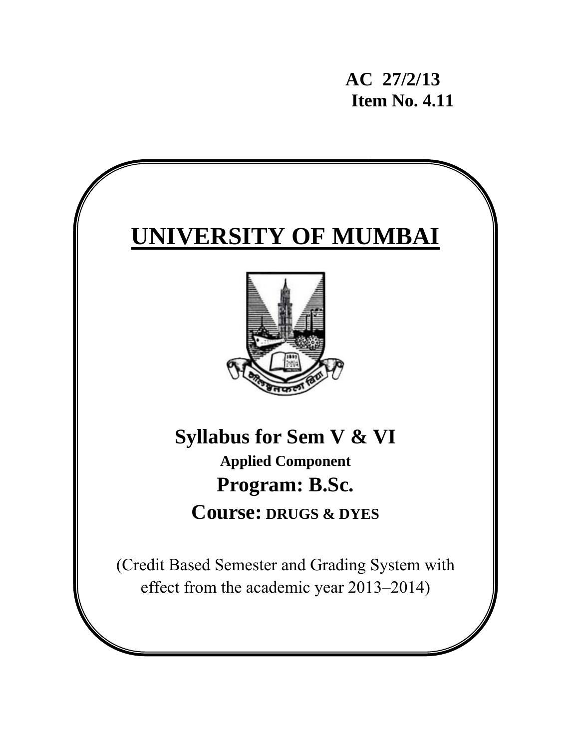**AC 27/2/13**
**Item No. 4.11**

# UNIVERSITY OF MUMBAI

## Syllabus for Sem V & VI

**Applied Component**

## Program: B.Sc.

## Course: DRUGS & DYES

(Credit Based Semester and Grading System with effect from the academic year 2013–2014)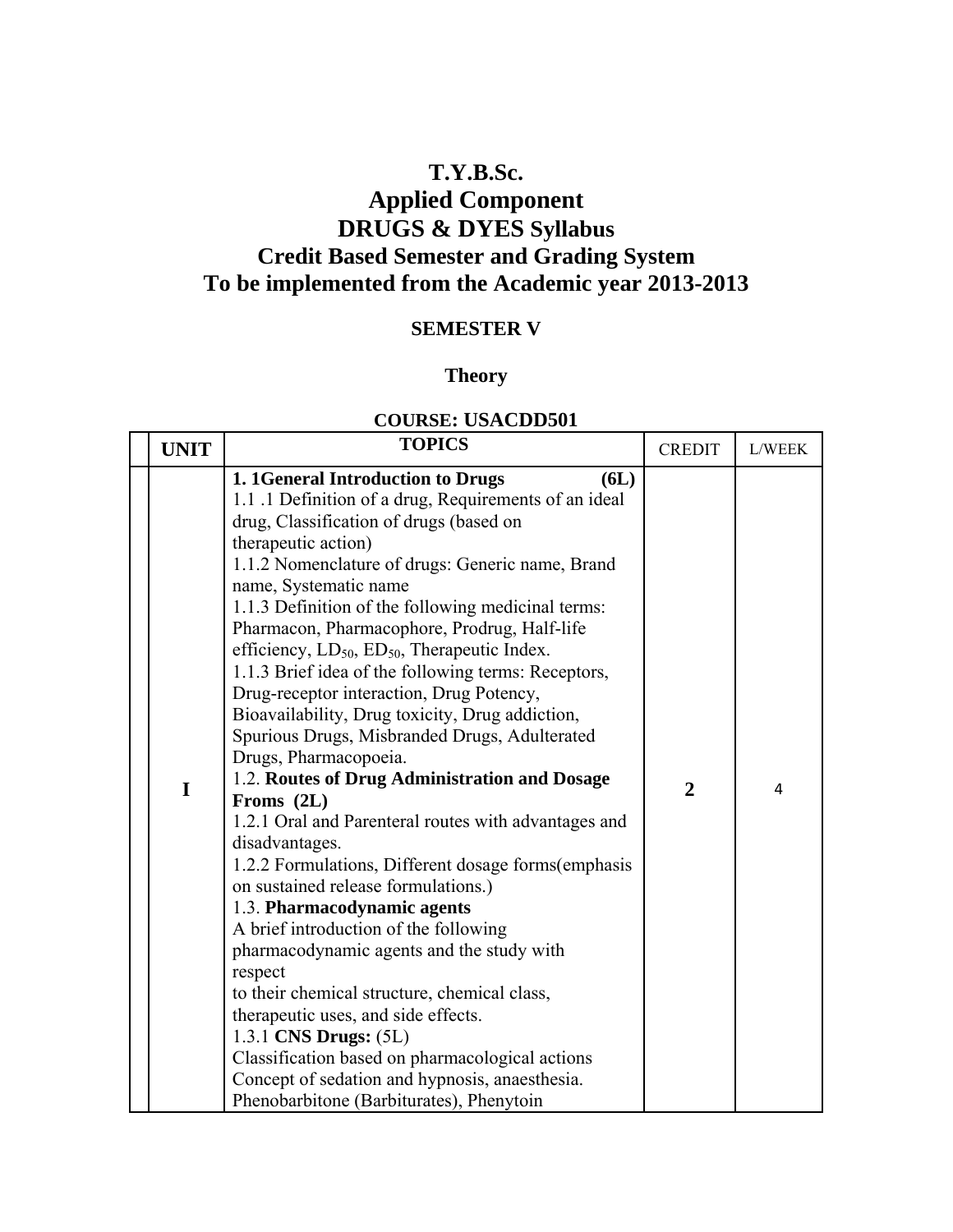# T.Y.B.Sc.
# Applied Component
# DRUGS & DYES Syllabus
# Credit Based Semester and Grading System
# To be implemented from the Academic year 2013-2013

## SEMESTER V

### Theory

### COURSE: USACDD501

| | UNIT | TOPICS | CREDIT | L/WEEK |
|---|---|---|---|---|
| | I | **1. 1General Introduction to Drugs (6L)**<br>1.1 .1 Definition of a drug, Requirements of an ideal drug, Classification of drugs (based on therapeutic action)<br>1.1.2 Nomenclature of drugs: Generic name, Brand name, Systematic name<br>1.1.3 Definition of the following medicinal terms: Pharmacon, Pharmacophore, Prodrug, Half-life efficiency, $LD_{50}$, $ED_{50}$, Therapeutic Index.<br>1.1.3 Brief idea of the following terms: Receptors, Drug-receptor interaction, Drug Potency, Bioavailability, Drug toxicity, Drug addiction, Spurious Drugs, Misbranded Drugs, Adulterated Drugs, Pharmacopoeia.<br>1.2. **Routes of Drug Administration and Dosage Froms (2L)**<br>1.2.1 Oral and Parenteral routes with advantages and disadvantages.<br>1.2.2 Formulations, Different dosage forms(emphasis on sustained release formulations.)<br>1.3. **Pharmacodynamic agents**<br>A brief introduction of the following pharmacodynamic agents and the study with respect<br>to their chemical structure, chemical class, therapeutic uses, and side effects.<br>1.3.1 **CNS Drugs:** (5L)<br>Classification based on pharmacological actions<br>Concept of sedation and hypnosis, anaesthesia.<br>Phenobarbitone (Barbiturates), Phenytoin | **2** | 4 |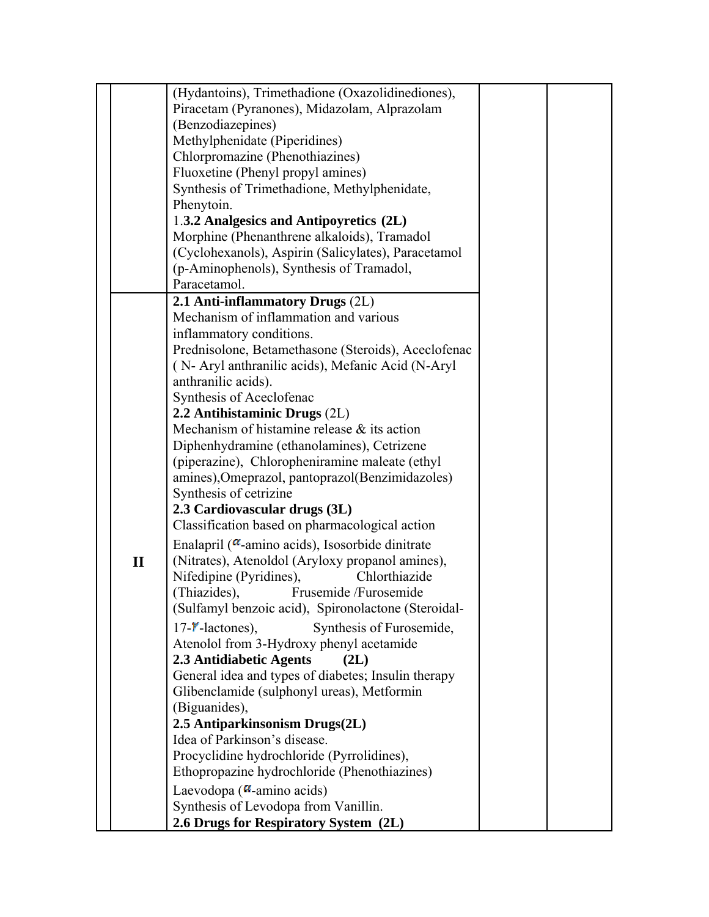| | | | | |
|---|---|---|---|---|
| | | (Hydantoins), Trimethadione (Oxazolidinediones), Piracetam (Pyranones), Midazolam, Alprazolam (Benzodiazepines)<br>Methylphenidate (Piperidines)<br>Chlorpromazine (Phenothiazines)<br>Fluoxetine (Phenyl propyl amines)<br>Synthesis of Trimethadione, Methylphenidate, Phenytoin.<br>1.**3.2 Analgesics and Antipoyretics (2L)**<br>Morphine (Phenanthrene alkaloids), Tramadol (Cyclohexanols), Aspirin (Salicylates), Paracetamol (p-Aminophenols), Synthesis of Tramadol, Paracetamol. | | |
| | **II** | **2.1 Anti-inflammatory Drugs** (2L)<br>Mechanism of inflammation and various inflammatory conditions.<br>Prednisolone, Betamethasone (Steroids), Aceclofenac ( N- Aryl anthranilic acids), Mefanic Acid (N-Aryl anthranilic acids).<br>Synthesis of Aceclofenac<br>**2.2 Antihistaminic Drugs** (2L)<br>Mechanism of histamine release & its action<br>Diphenhydramine (ethanolamines), Cetrizene (piperazine), Chloropheniramine maleate (ethyl amines),Omeprazol, pantoprazol(Benzimidazoles)<br>Synthesis of cetrizine<br>**2.3 Cardiovascular drugs (3L)**<br>Classification based on pharmacological action<br>Enalapril ($\alpha$-amino acids), Isosorbide dinitrate (Nitrates), Atenoldol (Aryloxy propanol amines), Nifedipine (Pyridines), Chlorthiazide (Thiazides), Frusemide /Furosemide (Sulfamyl benzoic acid), Spironolactone (Steroidal-17-$\gamma$-lactones), Synthesis of Furosemide, Atenolol from 3-Hydroxy phenyl acetamide<br>**2.3 Antidiabetic Agents (2L)**<br>General idea and types of diabetes; Insulin therapy<br>Glibenclamide (sulphonyl ureas), Metformin (Biguanides),<br>**2.5 Antiparkinsonism Drugs(2L)**<br>Idea of Parkinson's disease.<br>Procyclidine hydrochloride (Pyrrolidines), Ethopropazine hydrochloride (Phenothiazines)<br>Laevodopa ($\alpha$-amino acids)<br>Synthesis of Levodopa from Vanillin.<br>**2.6 Drugs for Respiratory System (2L)** | | |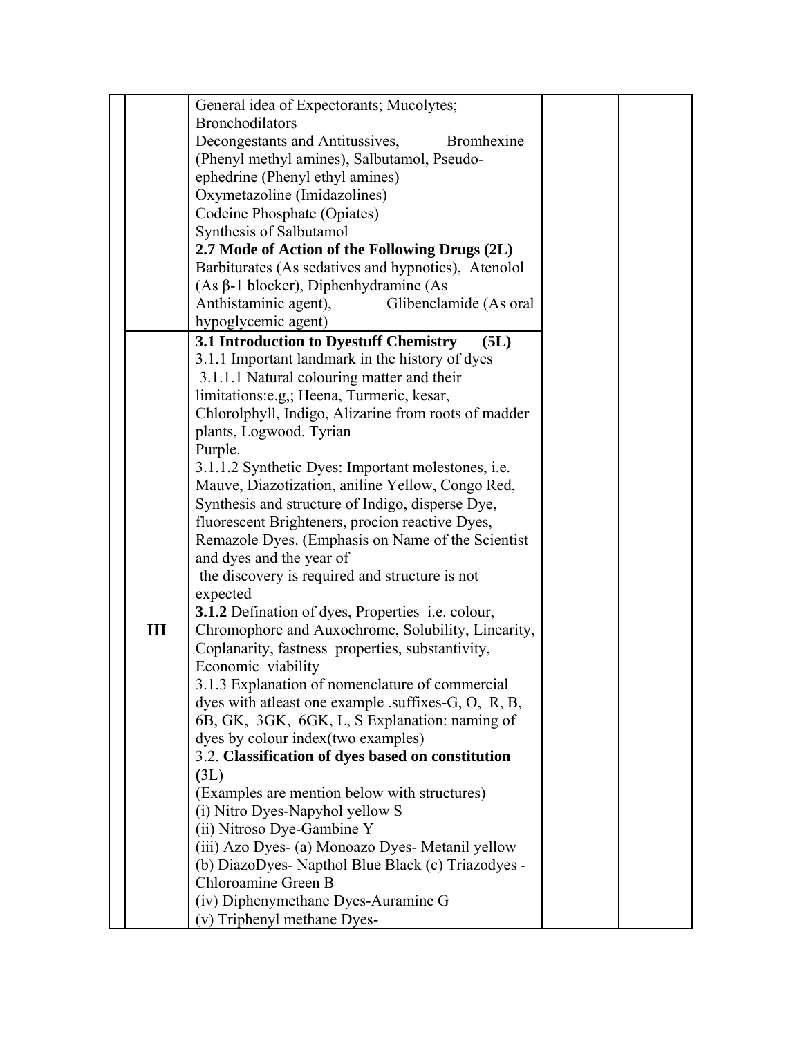| | | | | |
|---|---|---|---|---|
| | | General idea of Expectorants; Mucolytes; Bronchodilators<br>Decongestants and Antitussives, Bromhexine (Phenyl methyl amines), Salbutamol, Pseudo-ephedrine (Phenyl ethyl amines)<br>Oxymetazoline (Imidazolines)<br>Codeine Phosphate (Opiates)<br>Synthesis of Salbutamol<br>**2.7 Mode of Action of the Following Drugs (2L)**<br>Barbiturates (As sedatives and hypnotics), Atenolol (As β-1 blocker), Diphenhydramine (As Anthistaminic agent), Glibenclamide (As oral hypoglycemic agent) | | |
| | **III** | **3.1 Introduction to Dyestuff Chemistry (5L)**<br>3.1.1 Important landmark in the history of dyes<br>3.1.1.1 Natural colouring matter and their limitations:e.g,; Heena, Turmeric, kesar, Chlorolphyll, Indigo, Alizarine from roots of madder plants, Logwood. Tyrian Purple.<br>3.1.1.2 Synthetic Dyes: Important molestones, i.e. Mauve, Diazotization, aniline Yellow, Congo Red, Synthesis and structure of Indigo, disperse Dye, fluorescent Brighteners, procion reactive Dyes, Remazole Dyes. (Emphasis on Name of the Scientist and dyes and the year of the discovery is required and structure is not expected<br>**3.1.2** Defination of dyes, Properties i.e. colour, Chromophore and Auxochrome, Solubility, Linearity, Coplanarity, fastness properties, substantivity, Economic viability<br>3.1.3 Explanation of nomenclature of commercial dyes with atleast one example .suffixes-G, O, R, B, 6B, GK, 3GK, 6GK, L, S Explanation: naming of dyes by colour index(two examples)<br>3.2. **Classification of dyes based on constitution (**3L)<br>(Examples are mention below with structures)<br>(i) Nitro Dyes-Napyhol yellow S<br>(ii) Nitroso Dye-Gambine Y<br>(iii) Azo Dyes- (a) Monoazo Dyes- Metanil yellow (b) DiazoDyes- Napthol Blue Black (c) Triazodyes - Chloroamine Green B<br>(iv) Diphenymethane Dyes-Auramine G<br>(v) Triphenyl methane Dyes- | | |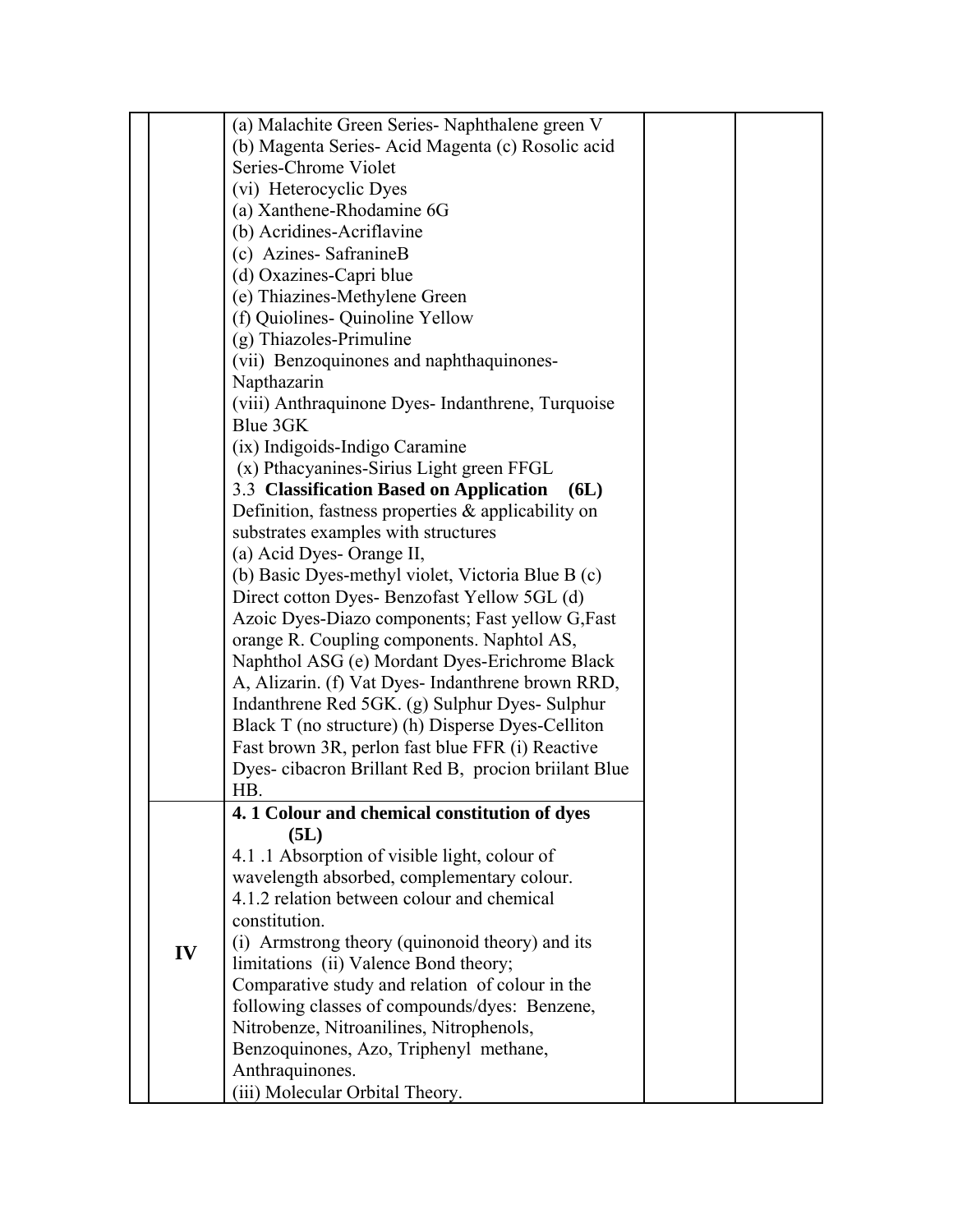| | | | | |
|---|---|---|---|---|
| | | (a) Malachite Green Series- Naphthalene green V<br>(b) Magenta Series- Acid Magenta (c) Rosolic acid Series-Chrome Violet<br>(vi) Heterocyclic Dyes<br>(a) Xanthene-Rhodamine 6G<br>(b) Acridines-Acriflavine<br>(c) Azines- SafranineB<br>(d) Oxazines-Capri blue<br>(e) Thiazines-Methylene Green<br>(f) Quiolines- Quinoline Yellow<br>(g) Thiazoles-Primuline<br>(vii) Benzoquinones and naphthaquinones- Napthazarin<br>(viii) Anthraquinone Dyes- Indanthrene, Turquoise Blue 3GK<br>(ix) Indigoids-Indigo Caramine<br>(x) Pthacyanines-Sirius Light green FFGL<br>3.3 **Classification Based on Application (6L)**<br>Definition, fastness properties & applicability on substrates examples with structures<br>(a) Acid Dyes- Orange II,<br>(b) Basic Dyes-methyl violet, Victoria Blue B (c) Direct cotton Dyes- Benzofast Yellow 5GL (d) Azoic Dyes-Diazo components; Fast yellow G,Fast orange R. Coupling components. Naphtol AS, Naphthol ASG (e) Mordant Dyes-Erichrome Black A, Alizarin. (f) Vat Dyes- Indanthrene brown RRD, Indanthrene Red 5GK. (g) Sulphur Dyes- Sulphur Black T (no structure) (h) Disperse Dyes-Celliton Fast brown 3R, perlon fast blue FFR (i) Reactive Dyes- cibacron Brillant Red B, procion briilant Blue HB. | | |
| | **IV** | **4. 1 Colour and chemical constitution of dyes (5L)**<br>4.1 .1 Absorption of visible light, colour of wavelength absorbed, complementary colour.<br>4.1.2 relation between colour and chemical constitution.<br>(i) Armstrong theory (quinonoid theory) and its limitations (ii) Valence Bond theory;<br>Comparative study and relation of colour in the following classes of compounds/dyes: Benzene, Nitrobenze, Nitroanilines, Nitrophenols, Benzoquinones, Azo, Triphenyl methane, Anthraquinones.<br>(iii) Molecular Orbital Theory. | | |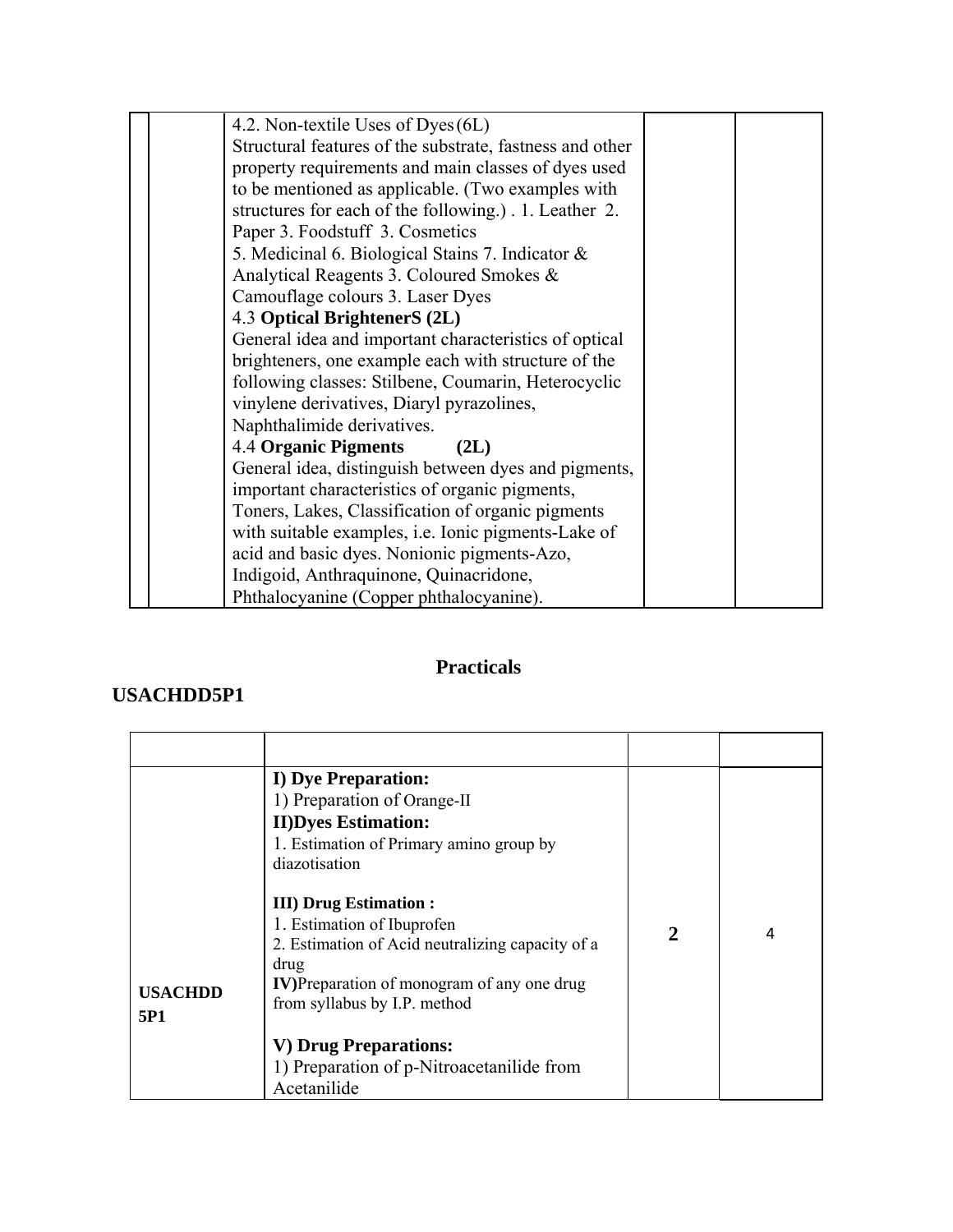| | | | | |
|---|---|---|---|---|
| | | 4.2. Non-textile Uses of Dyes (6L)<br>Structural features of the substrate, fastness and other property requirements and main classes of dyes used to be mentioned as applicable. (Two examples with structures for each of the following.) . 1. Leather 2. Paper 3. Foodstuff 3. Cosmetics<br>5. Medicinal 6. Biological Stains 7. Indicator & Analytical Reagents 3. Coloured Smokes & Camouflage colours 3. Laser Dyes<br>4.3 **Optical BrightenerS (2L)**<br>General idea and important characteristics of optical brighteners, one example each with structure of the following classes: Stilbene, Coumarin, Heterocyclic vinylene derivatives, Diaryl pyrazolines, Naphthalimide derivatives.<br>4.4 **Organic Pigments (2L)**<br>General idea, distinguish between dyes and pigments, important characteristics of organic pigments, Toners, Lakes, Classification of organic pigments with suitable examples, i.e. Ionic pigments-Lake of acid and basic dyes. Nonionic pigments-Azo, Indigoid, Anthraquinone, Quinacridone, Phthalocyanine (Copper phthalocyanine). | | |

## Practicals

### USACHDD5P1

| | | | |
|---|---|---|---|
| **USACHDD 5P1** | **I) Dye Preparation:**<br>1) Preparation of Orange-II<br>**II)Dyes Estimation:**<br>1. Estimation of Primary amino group by diazotisation<br><br>**III) Drug Estimation :**<br>1. Estimation of Ibuprofen<br>2. Estimation of Acid neutralizing capacity of a drug<br>**IV)**Preparation of monogram of any one drug from syllabus by I.P. method<br><br>**V) Drug Preparations:**<br>1) Preparation of p-Nitroacetanilide from Acetanilide | **2** | 4 |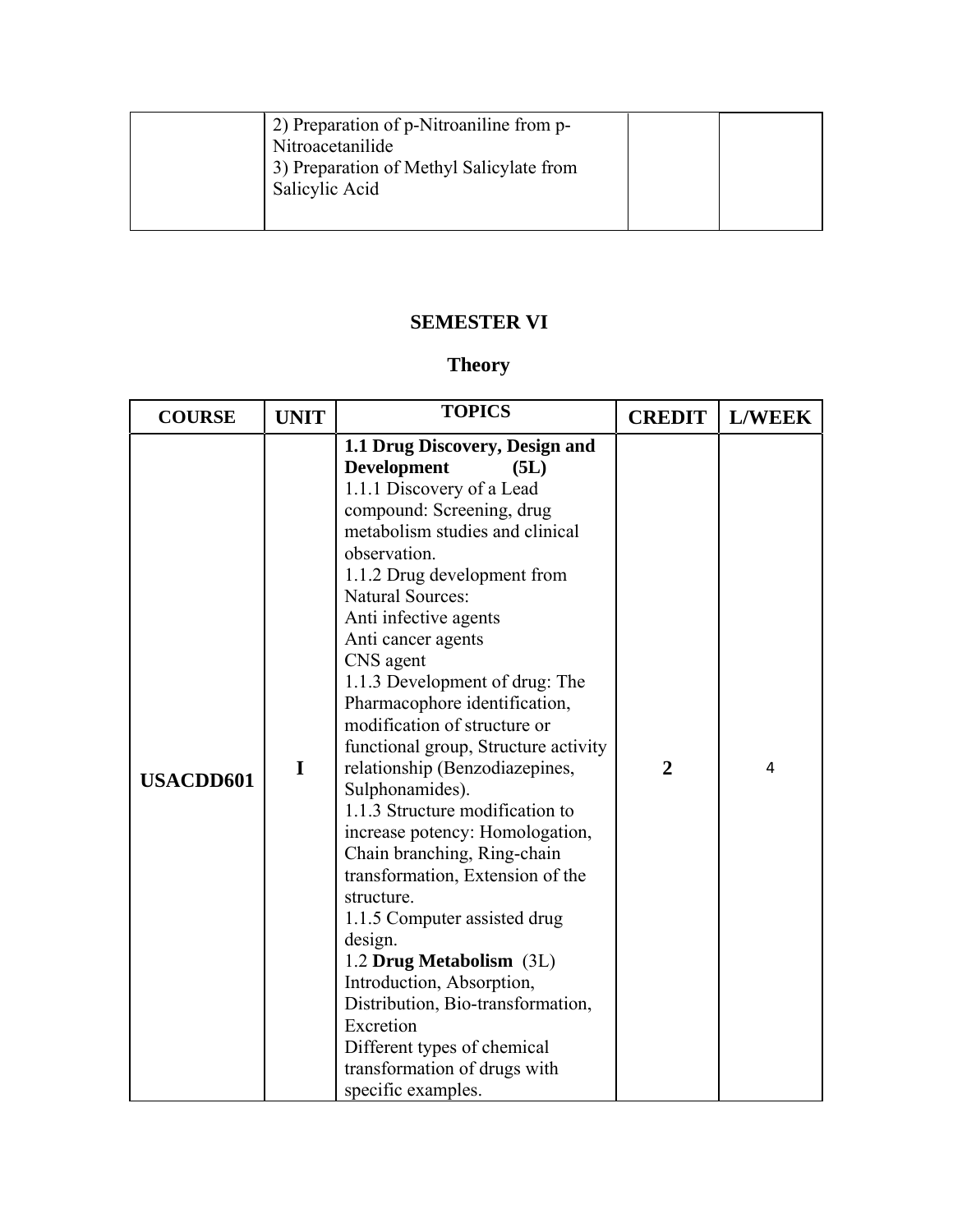| | 2) Preparation of p-Nitroaniline from p-Nitroacetanilide<br>3) Preparation of Methyl Salicylate from Salicylic Acid | | |
|---|---|---|---|

## SEMESTER VI

### Theory

| COURSE | UNIT | TOPICS | CREDIT | L/WEEK |
|---|---|---|---|---|
| **USACDD601** | **I** | **1.1 Drug Discovery, Design and Development (5L)**<br>1.1.1 Discovery of a Lead compound: Screening, drug metabolism studies and clinical observation.<br>1.1.2 Drug development from Natural Sources:<br>Anti infective agents<br>Anti cancer agents<br>CNS agent<br>1.1.3 Development of drug: The Pharmacophore identification, modification of structure or functional group, Structure activity relationship (Benzodiazepines, Sulphonamides).<br>1.1.3 Structure modification to increase potency: Homologation, Chain branching, Ring-chain transformation, Extension of the structure.<br>1.1.5 Computer assisted drug design.<br>1.2 **Drug Metabolism** (3L)<br>Introduction, Absorption, Distribution, Bio-transformation, Excretion<br>Different types of chemical transformation of drugs with specific examples. | **2** | 4 |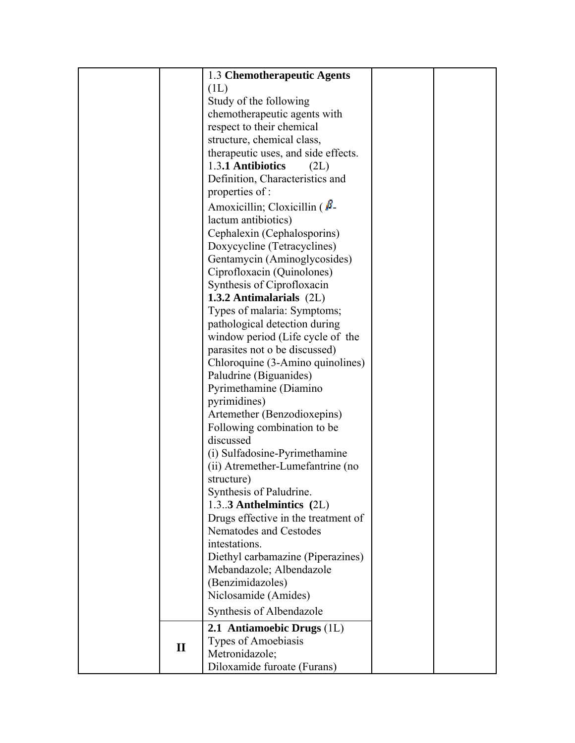| | | | | |
|---|---|---|---|---|
| | | 1.3 **Chemotherapeutic Agents** (1L)<br>Study of the following chemotherapeutic agents with respect to their chemical structure, chemical class, therapeutic uses, and side effects.<br>1.3**.1 Antibiotics** (2L)<br>Definition, Characteristics and properties of :<br>Amoxicillin; Cloxicillin ( $\beta$-lactum antibiotics)<br>Cephalexin (Cephalosporins)<br>Doxycycline (Tetracyclines)<br>Gentamycin (Aminoglycosides)<br>Ciprofloxacin (Quinolones)<br>Synthesis of Ciprofloxacin<br>**1.3.2 Antimalarials** (2L)<br>Types of malaria: Symptoms; pathological detection during window period (Life cycle of the parasites not o be discussed)<br>Chloroquine (3-Amino quinolines)<br>Paludrine (Biguanides)<br>Pyrimethamine (Diamino pyrimidines)<br>Artemether (Benzodioxepins)<br>Following combination to be discussed<br>(i) Sulfadosine-Pyrimethamine<br>(ii) Atremether-Lumefantrine (no structure)<br>Synthesis of Paludrine.<br>1.3..**3 Anthelmintics (**2L)<br>Drugs effective in the treatment of Nematodes and Cestodes intestations.<br>Diethyl carbamazine (Piperazines)<br>Mebandazole; Albendazole (Benzimidazoles)<br>Niclosamide (Amides)<br>Synthesis of Albendazole | | |
| | **II** | **2.1 Antiamoebic Drugs** (1L)<br>Types of Amoebiasis<br>Metronidazole;<br>Diloxamide furoate (Furans) | | |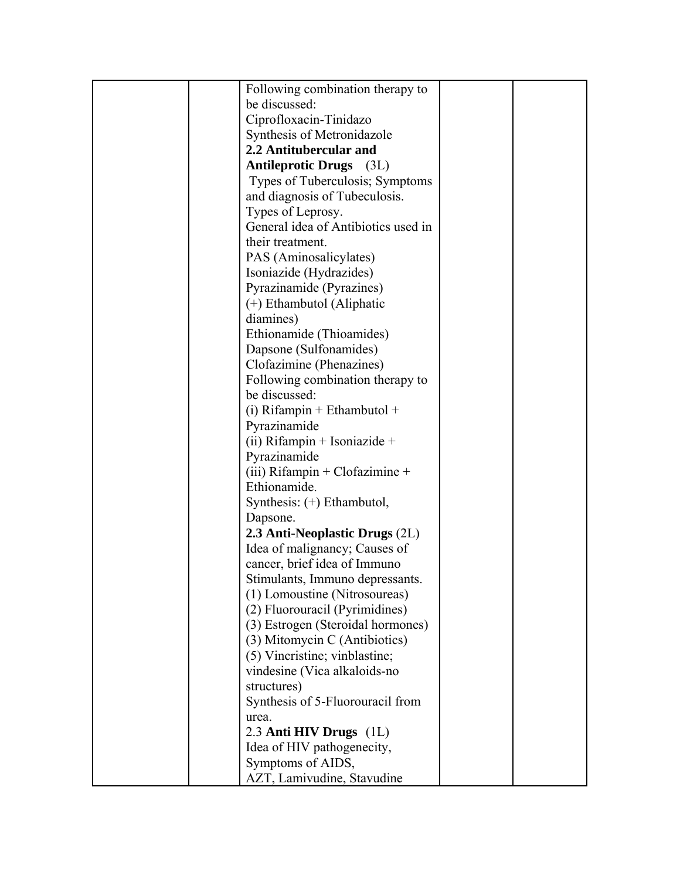| | | Following combination therapy to be discussed:<br>Ciprofloxacin-Tinidazo<br>Synthesis of Metronidazole<br>**2.2 Antitubercular and Antileprotic Drugs** (3L)<br>Types of Tuberculosis; Symptoms and diagnosis of Tubeculosis.<br>Types of Leprosy.<br>General idea of Antibiotics used in their treatment.<br>PAS (Aminosalicylates)<br>Isoniazide (Hydrazides)<br>Pyrazinamide (Pyrazines)<br>(+) Ethambutol (Aliphatic diamines)<br>Ethionamide (Thioamides)<br>Dapsone (Sulfonamides)<br>Clofazimine (Phenazines)<br>Following combination therapy to be discussed:<br>(i) Rifampin + Ethambutol + Pyrazinamide<br>(ii) Rifampin + Isoniazide + Pyrazinamide<br>(iii) Rifampin + Clofazimine + Ethionamide.<br>Synthesis: (+) Ethambutol, Dapsone.<br>**2.3 Anti-Neoplastic Drugs** (2L)<br>Idea of malignancy; Causes of cancer, brief idea of Immuno Stimulants, Immuno depressants.<br>(1) Lomoustine (Nitrosoureas)<br>(2) Fluorouracil (Pyrimidines)<br>(3) Estrogen (Steroidal hormones)<br>(3) Mitomycin C (Antibiotics)<br>(5) Vincristine; vinblastine; vindesine (Vica alkaloids-no structures)<br>Synthesis of 5-Fluorouracil from urea.<br>2.3 **Anti HIV Drugs** (1L)<br>Idea of HIV pathogenecity, Symptoms of AIDS,<br>AZT, Lamivudine, Stavudine | | |
|---|---|---|---|---|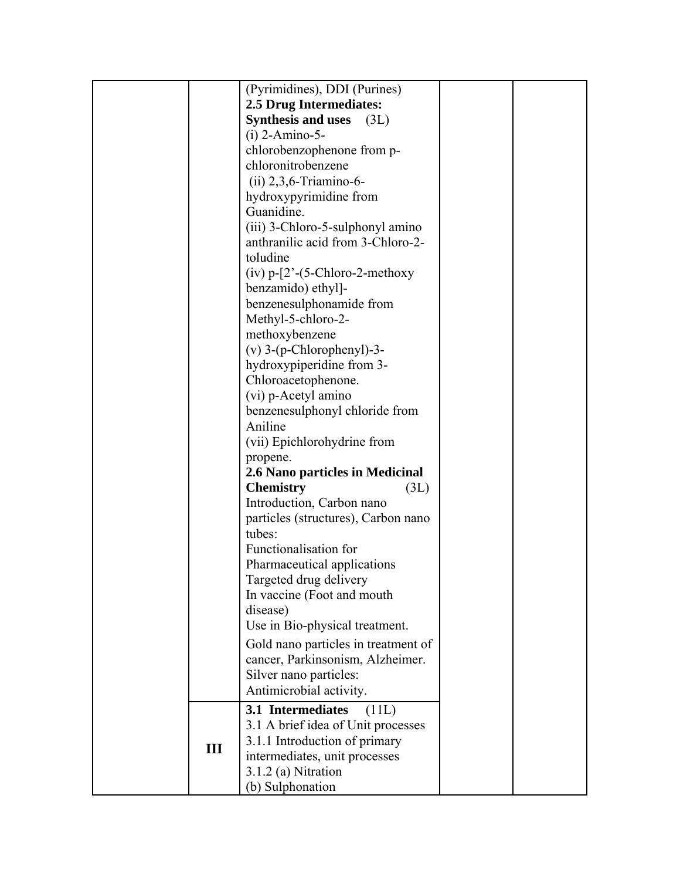| | | | | |
|---|---|---|---|---|
| | | (Pyrimidines), DDI (Purines)<br>**2.5 Drug Intermediates: Synthesis and uses** (3L)<br>(i) 2-Amino-5-chlorobenzophenone from p-chloronitrobenzene<br>(ii) 2,3,6-Triamino-6-hydroxypyrimidine from Guanidine.<br>(iii) 3-Chloro-5-sulphonyl amino anthranilic acid from 3-Chloro-2-toludine<br>(iv) p-[2'-(5-Chloro-2-methoxy benzamido) ethyl]-benzenesulphonamide from Methyl-5-chloro-2-methoxybenzene<br>(v) 3-(p-Chlorophenyl)-3-hydroxypiperidine from 3-Chloroacetophenone.<br>(vi) p-Acetyl amino benzenesulphonyl chloride from Aniline<br>(vii) Epichlorohydrine from propene.<br>**2.6 Nano particles in Medicinal Chemistry** (3L)<br>Introduction, Carbon nano particles (structures), Carbon nano tubes:<br>Functionalisation for Pharmaceutical applications<br>Targeted drug delivery<br>In vaccine (Foot and mouth disease)<br>Use in Bio-physical treatment.<br>Gold nano particles in treatment of cancer, Parkinsonism, Alzheimer.<br>Silver nano particles: Antimicrobial activity. | | |
| | **III** | **3.1 Intermediates** (11L)<br>3.1 A brief idea of Unit processes<br>3.1.1 Introduction of primary intermediates, unit processes<br>3.1.2 (a) Nitration<br>(b) Sulphonation | | |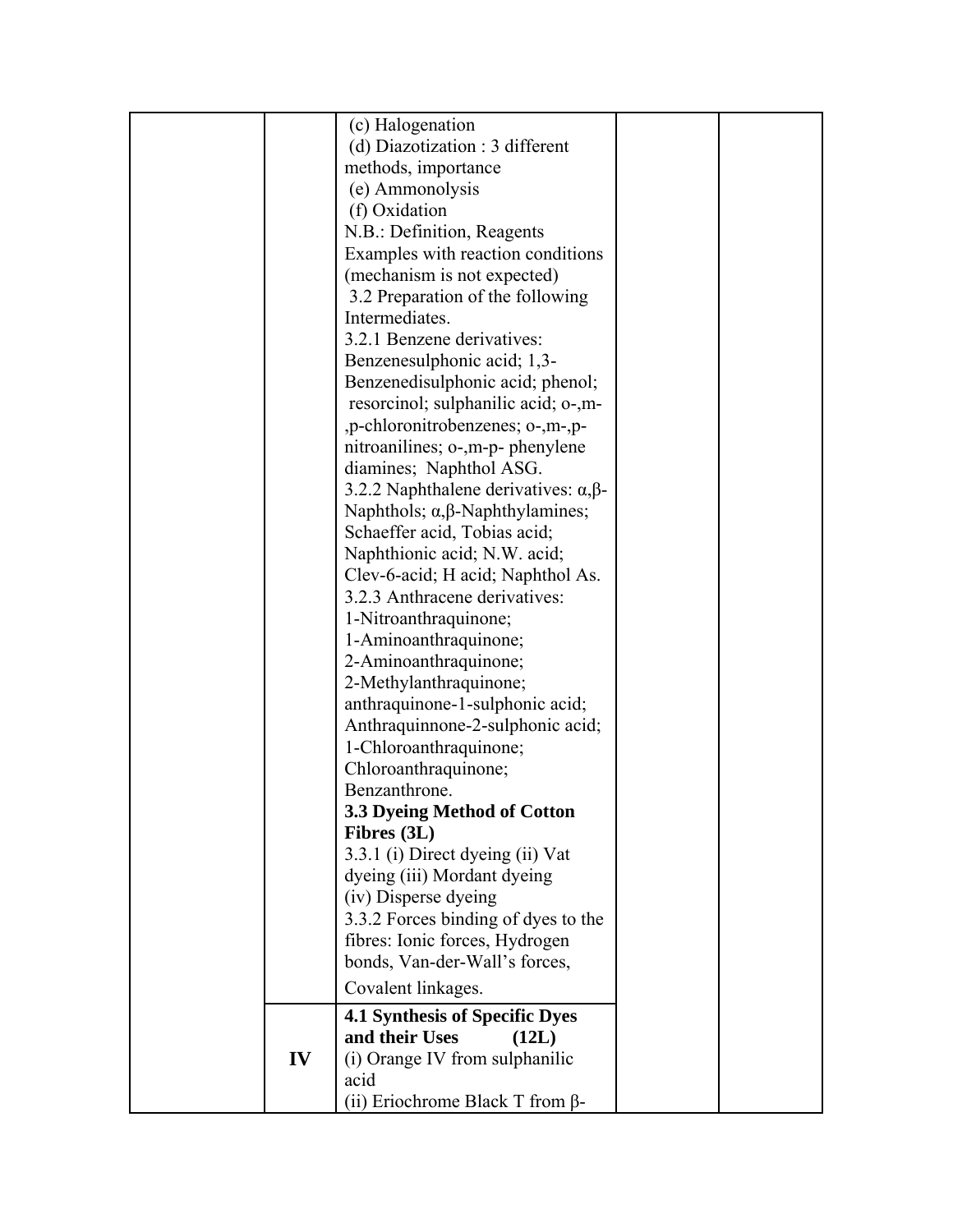| | | | | |
|---|---|---|---|---|
| | | (c) Halogenation<br>(d) Diazotization : 3 different methods, importance<br>(e) Ammonolysis<br>(f) Oxidation<br>N.B.: Definition, Reagents Examples with reaction conditions (mechanism is not expected)<br>3.2 Preparation of the following Intermediates.<br>3.2.1 Benzene derivatives: Benzenesulphonic acid; 1,3-Benzenedisulphonic acid; phenol; resorcinol; sulphanilic acid; o-,m-,p-chloronitrobenzenes; o-,m-,p-nitroanilines; o-,m-p- phenylene diamines; Naphthol ASG.<br>3.2.2 Naphthalene derivatives: α,β-Naphthols; α,β-Naphthylamines; Schaeffer acid, Tobias acid; Naphthionic acid; N.W. acid; Clev-6-acid; H acid; Naphthol As.<br>3.2.3 Anthracene derivatives: 1-Nitroanthraquinone; 1-Aminoanthraquinone; 2-Aminoanthraquinone; 2-Methylanthraquinone; anthraquinone-1-sulphonic acid; Anthraquinnone-2-sulphonic acid; 1-Chloroanthraquinone; Chloroanthraquinone; Benzanthrone.<br>**3.3 Dyeing Method of Cotton Fibres (3L)**<br>3.3.1 (i) Direct dyeing (ii) Vat dyeing (iii) Mordant dyeing (iv) Disperse dyeing<br>3.3.2 Forces binding of dyes to the fibres: Ionic forces, Hydrogen bonds, Van-der-Wall's forces, Covalent linkages. | | |
| | **IV** | **4.1 Synthesis of Specific Dyes and their Uses (12L)**<br>(i) Orange IV from sulphanilic acid<br>(ii) Eriochrome Black T from β- | | |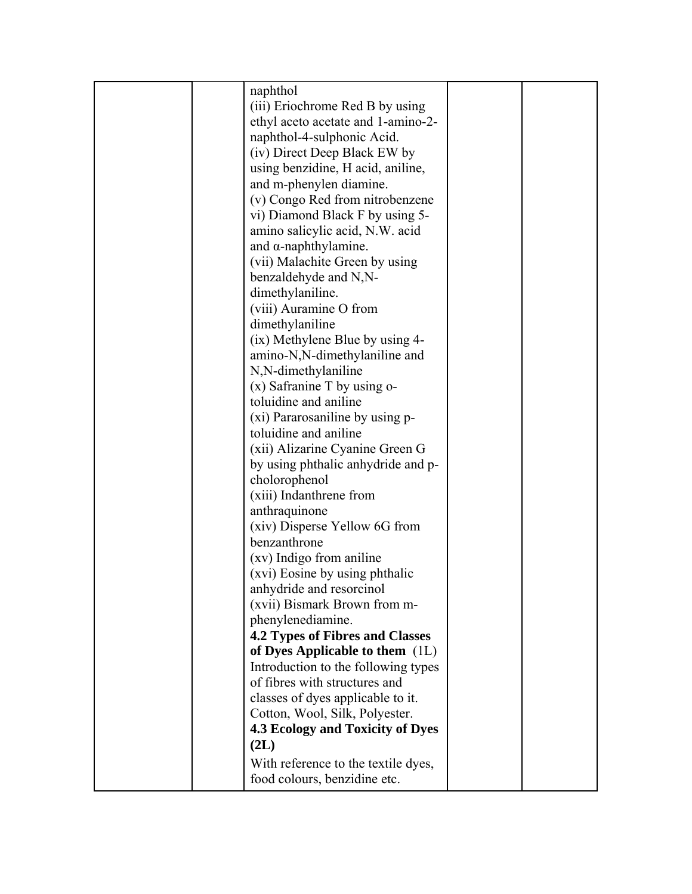|  |  | naphthol<br>(iii) Eriochrome Red B by using ethyl aceto acetate and 1-amino-2-naphthol-4-sulphonic Acid.<br>(iv) Direct Deep Black EW by using benzidine, H acid, aniline, and m-phenylen diamine.<br>(v) Congo Red from nitrobenzene<br>vi) Diamond Black F by using 5-amino salicylic acid, N.W. acid and α-naphthylamine.<br>(vii) Malachite Green by using benzaldehyde and N,N-dimethylaniline.<br>(viii) Auramine O from dimethylaniline<br>(ix) Methylene Blue by using 4-amino-N,N-dimethylaniline and N,N-dimethylaniline<br>(x) Safranine T by using o-toluidine and aniline<br>(xi) Pararosaniline by using p-toluidine and aniline<br>(xii) Alizarine Cyanine Green G by using phthalic anhydride and p-cholorophenol<br>(xiii) Indanthrene from anthraquinone<br>(xiv) Disperse Yellow 6G from benzanthrone<br>(xv) Indigo from aniline<br>(xvi) Eosine by using phthalic anhydride and resorcinol<br>(xvii) Bismark Brown from m-phenylenediamine.<br>**4.2 Types of Fibres and Classes of Dyes Applicable to them** (1L)<br>Introduction to the following types of fibres with structures and classes of dyes applicable to it.<br>Cotton, Wool, Silk, Polyester.<br>**4.3 Ecology and Toxicity of Dyes (2L)**<br>With reference to the textile dyes, food colours, benzidine etc. |  |  |
|---|---|---|---|---|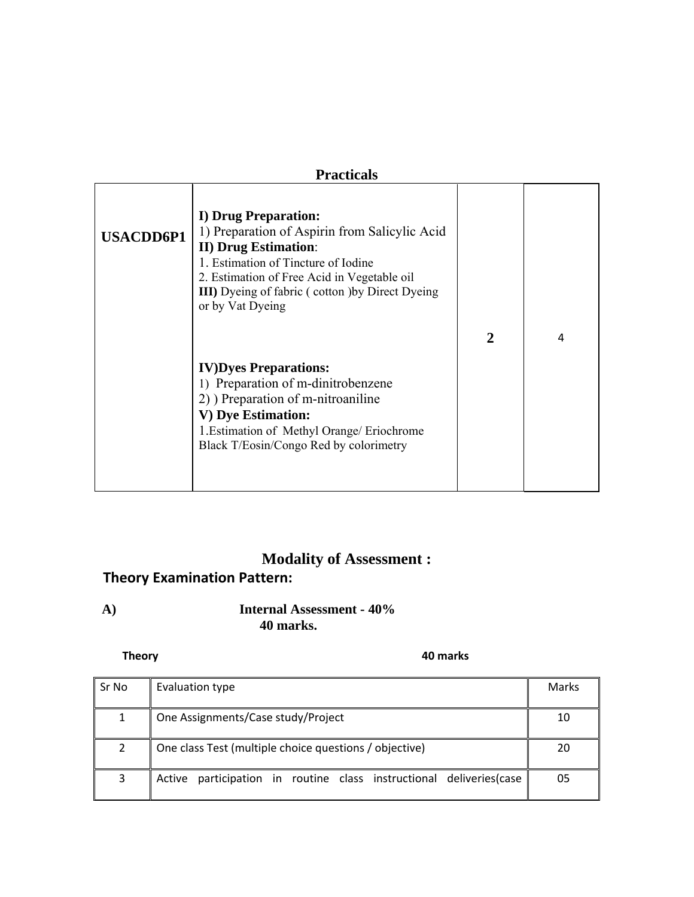## Practicals

| | | | |
|---|---|---|---|
| **USACDD6P1** | **I) Drug Preparation:**<br>1) Preparation of Aspirin from Salicylic Acid<br>**II) Drug Estimation**:<br>1. Estimation of Tincture of Iodine<br>2. Estimation of Free Acid in Vegetable oil<br>**III)** Dyeing of fabric ( cotton )by Direct Dyeing or by Vat Dyeing<br><br>**IV)Dyes Preparations:**<br>1) Preparation of m-dinitrobenzene<br>2) ) Preparation of m-nitroaniline<br>**V) Dye Estimation:**<br>1.Estimation of Methyl Orange/ Eriochrome Black T/Eosin/Congo Red by colorimetry | **2** | 4 |

## Modality of Assessment :

### Theory Examination Pattern:

**A)** **Internal Assessment - 40%**
**40 marks.**

**Theory** **40 marks**

| Sr No | Evaluation type | Marks |
|---|---|---|
| 1 | One Assignments/Case study/Project | 10 |
| 2 | One class Test (multiple choice questions / objective) | 20 |
| 3 | Active participation in routine class instructional deliveries(case | 05 |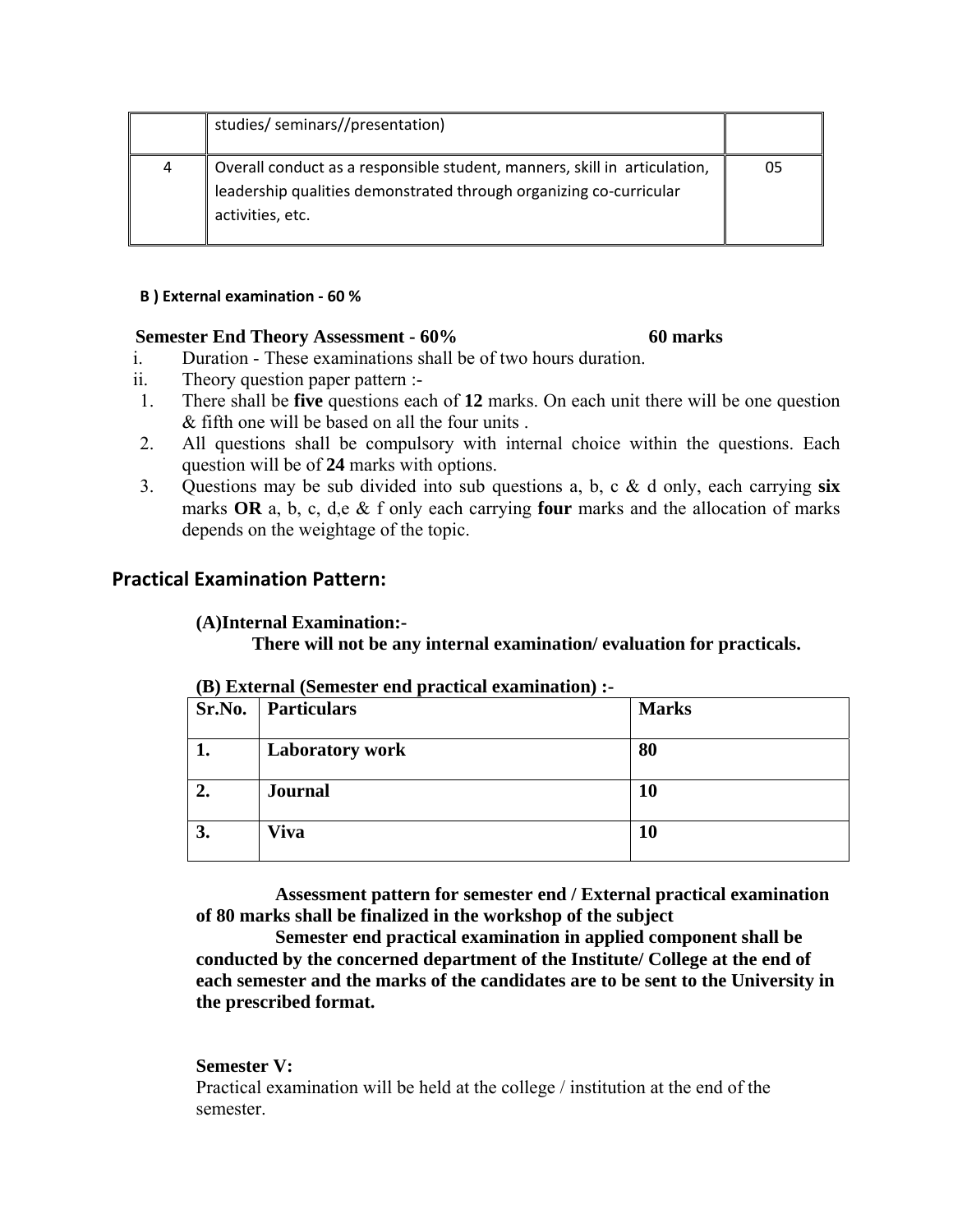|  | studies/ seminars//presentation) |  |
|---|---|---|
| 4 | Overall conduct as a responsible student, manners, skill in articulation, leadership qualities demonstrated through organizing co-curricular activities, etc. | 05 |

**B ) External examination - 60 %**

**Semester End Theory Assessment - 60%** **60 marks**

i. Duration - These examinations shall be of two hours duration.

ii. Theory question paper pattern :-

1. There shall be **five** questions each of **12** marks. On each unit there will be one question & fifth one will be based on all the four units .
2. All questions shall be compulsory with internal choice within the questions. Each question will be of **24** marks with options.
3. Questions may be sub divided into sub questions a, b, c & d only, each carrying **six** marks **OR** a, b, c, d,e & f only each carrying **four** marks and the allocation of marks depends on the weightage of the topic.

## Practical Examination Pattern:

**(A)Internal Examination:-**

**There will not be any internal examination/ evaluation for practicals.**

**(B) External (Semester end practical examination) :-**

| Sr.No. | Particulars | Marks |
|---|---|---|
| **1.** | **Laboratory work** | **80** |
| **2.** | **Journal** | **10** |
| **3.** | **Viva** | **10** |

**Assessment pattern for semester end / External practical examination of 80 marks shall be finalized in the workshop of the subject**

**Semester end practical examination in applied component shall be conducted by the concerned department of the Institute/ College at the end of each semester and the marks of the candidates are to be sent to the University in the prescribed format.**

**Semester V:**

Practical examination will be held at the college / institution at the end of the semester.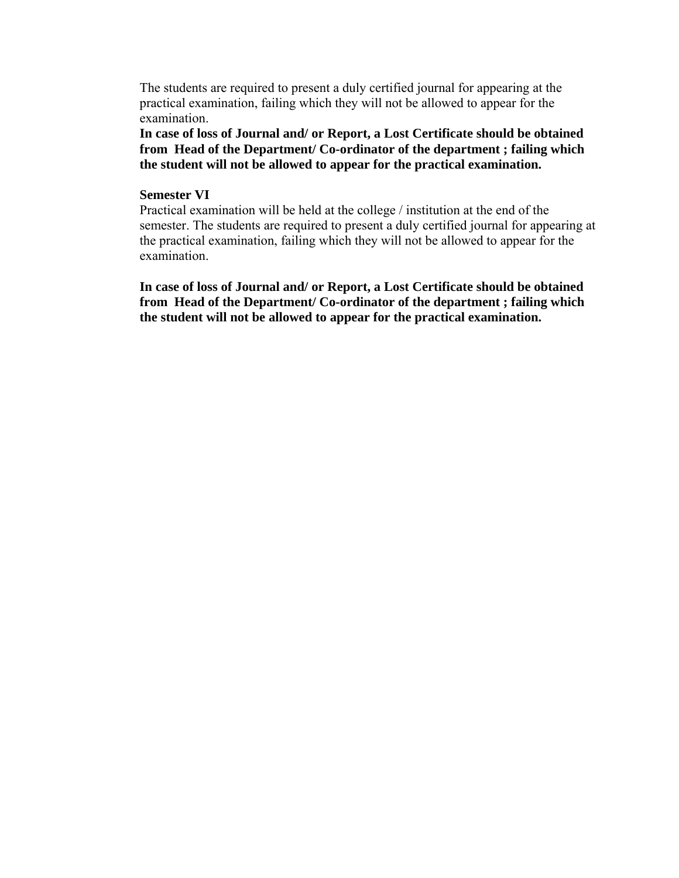The students are required to present a duly certified journal for appearing at the practical examination, failing which they will not be allowed to appear for the examination.
**In case of loss of Journal and/ or Report, a Lost Certificate should be obtained from Head of the Department/ Co-ordinator of the department ; failing which the student will not be allowed to appear for the practical examination.**

**Semester VI**
Practical examination will be held at the college / institution at the end of the semester. The students are required to present a duly certified journal for appearing at the practical examination, failing which they will not be allowed to appear for the examination.

**In case of loss of Journal and/ or Report, a Lost Certificate should be obtained from Head of the Department/ Co-ordinator of the department ; failing which the student will not be allowed to appear for the practical examination.**